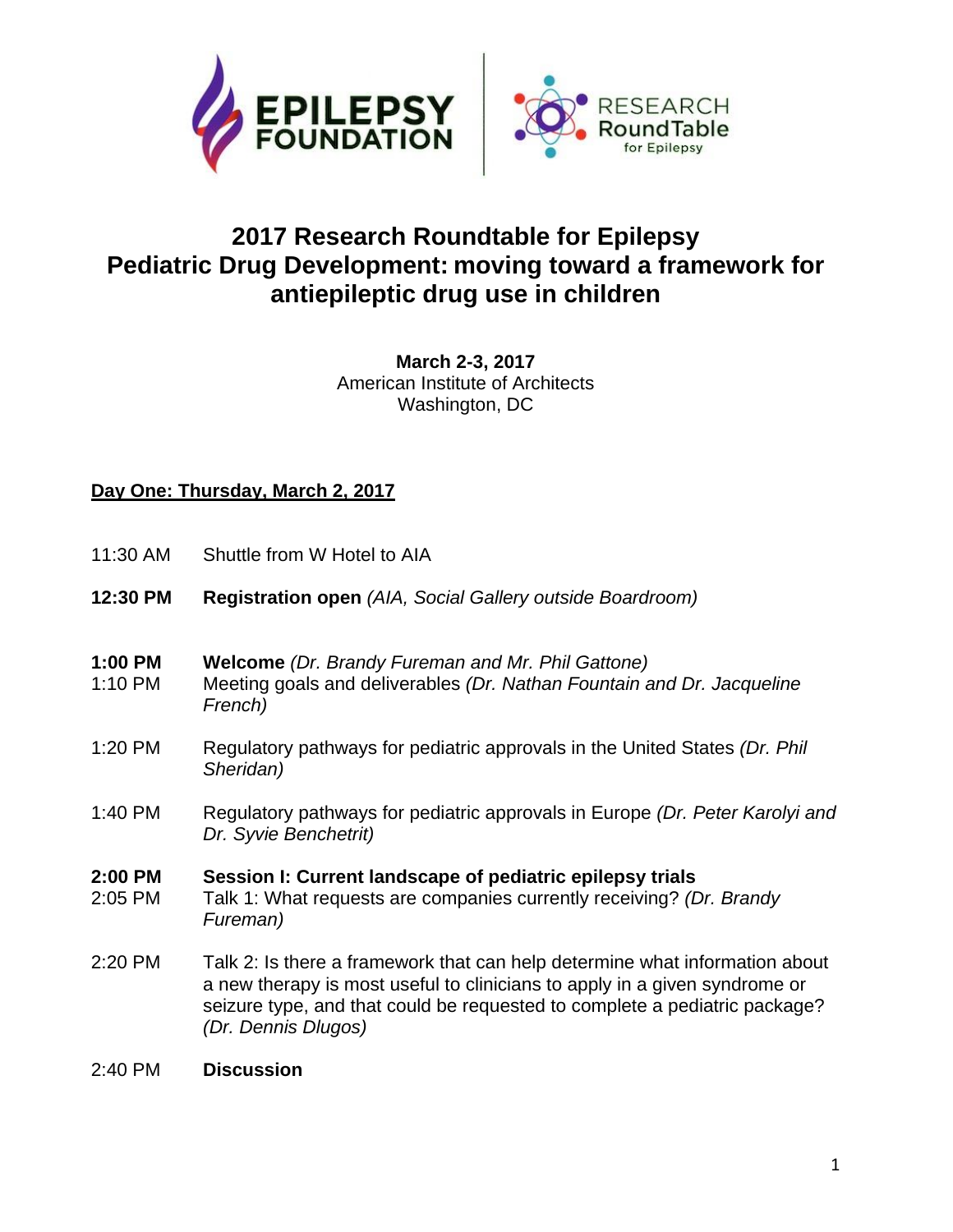# 2017 Research Roundtable for Epilepsy
## Pediatric Drug Development: moving toward a framework for antiepileptic drug use in children

**March 2-3, 2017**
American Institute of Architects
Washington, DC

**Day One: Thursday, March 2, 2017**

11:30 AM Shuttle from W Hotel to AIA

**12:30 PM** **Registration open** *(AIA, Social Gallery outside Boardroom)*

**1:00 PM** **Welcome** *(Dr. Brandy Fureman and Mr. Phil Gattone)*
1:10 PM Meeting goals and deliverables *(Dr. Nathan Fountain and Dr. Jacqueline French)*

1:20 PM Regulatory pathways for pediatric approvals in the United States *(Dr. Phil Sheridan)*

1:40 PM Regulatory pathways for pediatric approvals in Europe *(Dr. Peter Karolyi and Dr. Syvie Benchetrit)*

**2:00 PM** **Session I: Current landscape of pediatric epilepsy trials**
2:05 PM Talk 1: What requests are companies currently receiving? *(Dr. Brandy Fureman)*

2:20 PM Talk 2: Is there a framework that can help determine what information about a new therapy is most useful to clinicians to apply in a given syndrome or seizure type, and that could be requested to complete a pediatric package? *(Dr. Dennis Dlugos)*

2:40 PM **Discussion**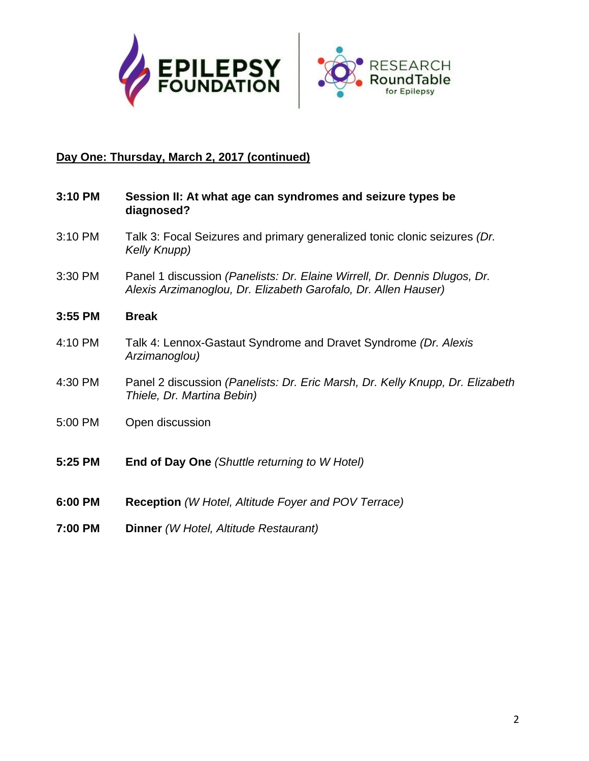**Day One: Thursday, March 2, 2017 (continued)**

| | |
|---|---|
| **3:10 PM** | **Session II: At what age can syndromes and seizure types be diagnosed?** |
| 3:10 PM | Talk 3: Focal Seizures and primary generalized tonic clonic seizures *(Dr. Kelly Knupp)* |
| 3:30 PM | Panel 1 discussion *(Panelists: Dr. Elaine Wirrell, Dr. Dennis Dlugos, Dr. Alexis Arzimanoglou, Dr. Elizabeth Garofalo, Dr. Allen Hauser)* |
| **3:55 PM** | **Break** |
| 4:10 PM | Talk 4: Lennox-Gastaut Syndrome and Dravet Syndrome *(Dr. Alexis Arzimanoglou)* |
| 4:30 PM | Panel 2 discussion *(Panelists: Dr. Eric Marsh, Dr. Kelly Knupp, Dr. Elizabeth Thiele, Dr. Martina Bebin)* |
| 5:00 PM | Open discussion |
| **5:25 PM** | **End of Day One** *(Shuttle returning to W Hotel)* |
| **6:00 PM** | **Reception** *(W Hotel, Altitude Foyer and POV Terrace)* |
| **7:00 PM** | **Dinner** *(W Hotel, Altitude Restaurant)* |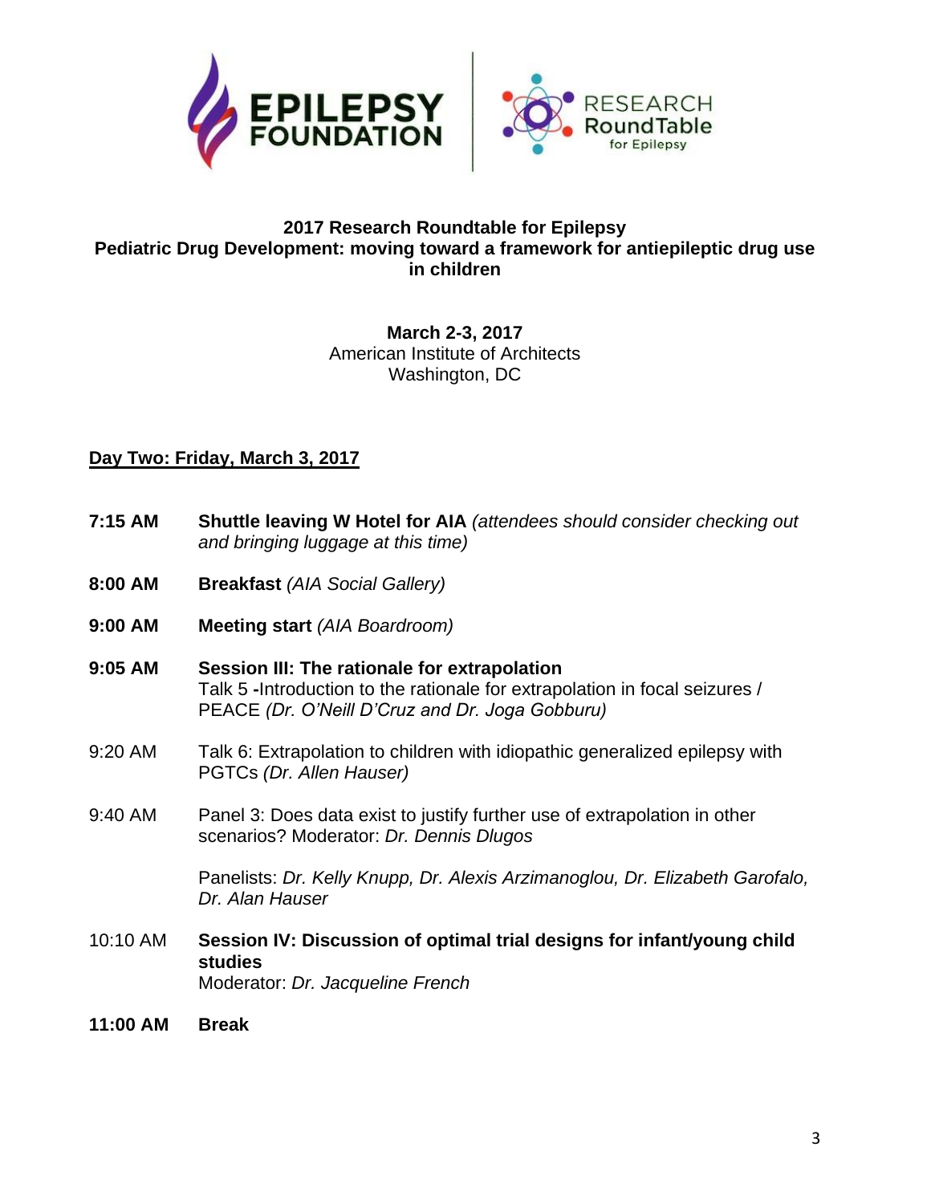**2017 Research Roundtable for Epilepsy**
**Pediatric Drug Development: moving toward a framework for antiepileptic drug use in children**

**March 2-3, 2017**
American Institute of Architects
Washington, DC

**Day Two: Friday, March 3, 2017**

**7:15 AM** **Shuttle leaving W Hotel for AIA** *(attendees should consider checking out and bringing luggage at this time)*

**8:00 AM** **Breakfast** *(AIA Social Gallery)*

**9:00 AM** **Meeting start** *(AIA Boardroom)*

**9:05 AM** **Session III: The rationale for extrapolation**
Talk 5 **-**Introduction to the rationale for extrapolation in focal seizures / PEACE *(Dr. O'Neill D'Cruz and Dr. Joga Gobburu)*

9:20 AM Talk 6: Extrapolation to children with idiopathic generalized epilepsy with PGTCs *(Dr. Allen Hauser)*

9:40 AM Panel 3: Does data exist to justify further use of extrapolation in other scenarios? Moderator: *Dr. Dennis Dlugos*

Panelists: *Dr. Kelly Knupp, Dr. Alexis Arzimanoglou, Dr. Elizabeth Garofalo, Dr. Alan Hauser*

10:10 AM **Session IV: Discussion of optimal trial designs for infant/young child studies**
Moderator: *Dr. Jacqueline French*

**11:00 AM** **Break**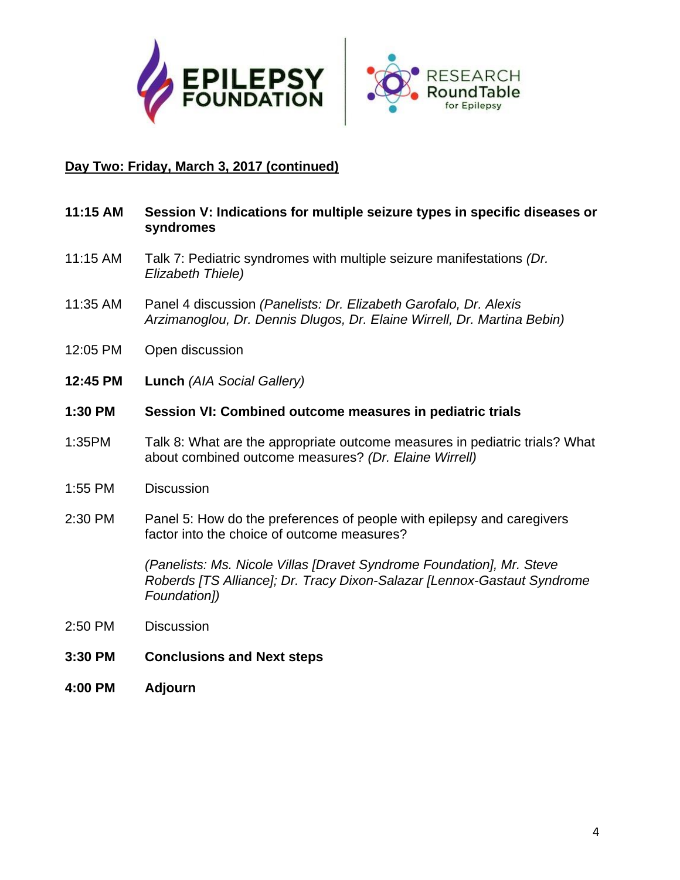**Day Two: Friday, March 3, 2017 (continued)**

**11:15 AM** **Session V: Indications for multiple seizure types in specific diseases or syndromes**

11:15 AM Talk 7: Pediatric syndromes with multiple seizure manifestations *(Dr. Elizabeth Thiele)*

11:35 AM Panel 4 discussion *(Panelists: Dr. Elizabeth Garofalo, Dr. Alexis Arzimanoglou, Dr. Dennis Dlugos, Dr. Elaine Wirrell, Dr. Martina Bebin)*

12:05 PM Open discussion

**12:45 PM** **Lunch** *(AIA Social Gallery)*

**1:30 PM** **Session VI: Combined outcome measures in pediatric trials**

1:35PM Talk 8: What are the appropriate outcome measures in pediatric trials? What about combined outcome measures? *(Dr. Elaine Wirrell)*

1:55 PM Discussion

2:30 PM Panel 5: How do the preferences of people with epilepsy and caregivers factor into the choice of outcome measures?

*(Panelists: Ms. Nicole Villas [Dravet Syndrome Foundation], Mr. Steve Roberds [TS Alliance]; Dr. Tracy Dixon-Salazar [Lennox-Gastaut Syndrome Foundation])*

2:50 PM Discussion

**3:30 PM** **Conclusions and Next steps**

**4:00 PM** **Adjourn**